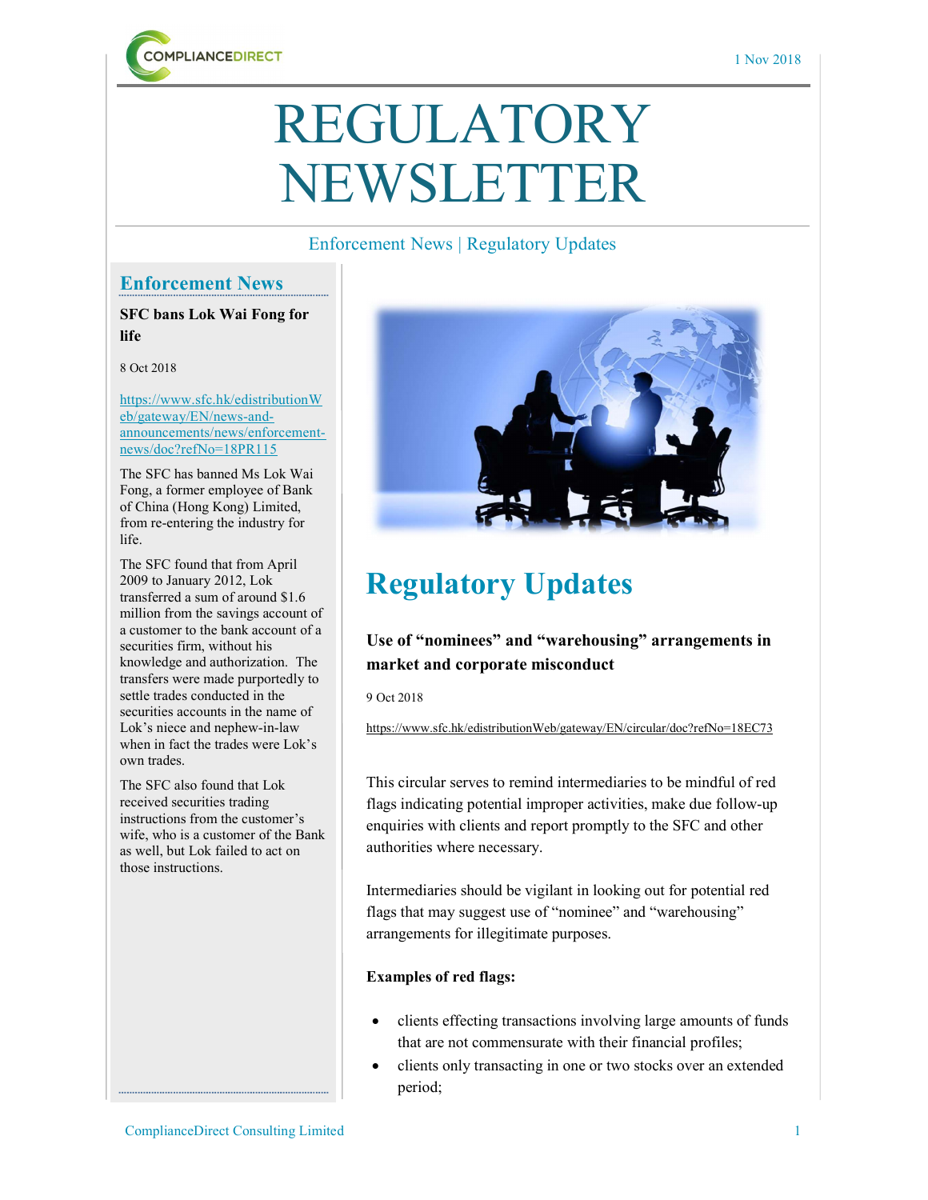# REGULATORY NEWSLETTER

Enforcement News | Regulatory Updates

## Enforcement News

**SFC bans Lok Wai Fong for life**

8 Oct 2018

https://www.sfc.hk/edistributionWeb/gateway/EN/news-and-announcements/news/enforcement-news/doc?refNo=18PR115

The SFC has banned Ms Lok Wai Fong, a former employee of Bank of China (Hong Kong) Limited, from re-entering the industry for life.

The SFC found that from April 2009 to January 2012, Lok transferred a sum of around $1.6 million from the savings account of a customer to the bank account of a securities firm, without his knowledge and authorization. The transfers were made purportedly to settle trades conducted in the securities accounts in the name of Lok's niece and nephew-in-law when in fact the trades were Lok's own trades.

The SFC also found that Lok received securities trading instructions from the customer's wife, who is a customer of the Bank as well, but Lok failed to act on those instructions.

## Regulatory Updates

**Use of "nominees" and "warehousing" arrangements in market and corporate misconduct**

9 Oct 2018

https://www.sfc.hk/edistributionWeb/gateway/EN/circular/doc?refNo=18EC73

This circular serves to remind intermediaries to be mindful of red flags indicating potential improper activities, make due follow-up enquiries with clients and report promptly to the SFC and other authorities where necessary.

Intermediaries should be vigilant in looking out for potential red flags that may suggest use of "nominee" and "warehousing" arrangements for illegitimate purposes.

**Examples of red flags:**

- clients effecting transactions involving large amounts of funds that are not commensurate with their financial profiles;
- clients only transacting in one or two stocks over an extended period;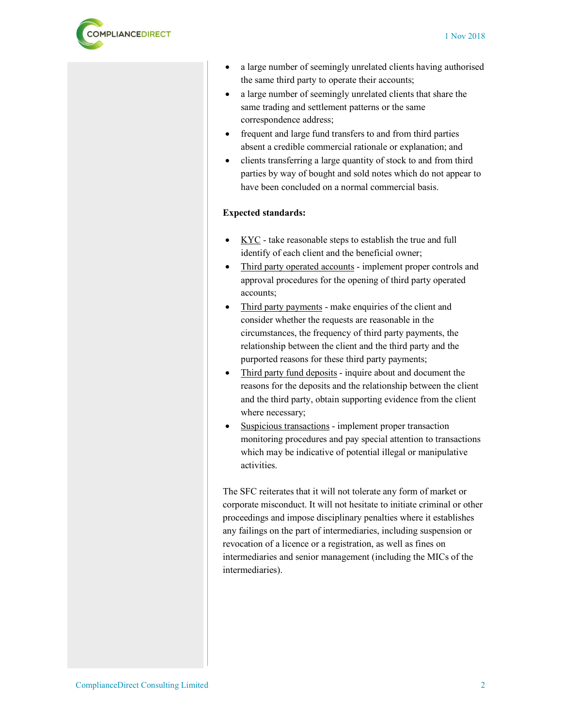- a large number of seemingly unrelated clients having authorised the same third party to operate their accounts;
- a large number of seemingly unrelated clients that share the same trading and settlement patterns or the same correspondence address;
- frequent and large fund transfers to and from third parties absent a credible commercial rationale or explanation; and
- clients transferring a large quantity of stock to and from third parties by way of bought and sold notes which do not appear to have been concluded on a normal commercial basis.

**Expected standards:**

- KYC - take reasonable steps to establish the true and full identify of each client and the beneficial owner;
- Third party operated accounts - implement proper controls and approval procedures for the opening of third party operated accounts;
- Third party payments - make enquiries of the client and consider whether the requests are reasonable in the circumstances, the frequency of third party payments, the relationship between the client and the third party and the purported reasons for these third party payments;
- Third party fund deposits - inquire about and document the reasons for the deposits and the relationship between the client and the third party, obtain supporting evidence from the client where necessary;
- Suspicious transactions - implement proper transaction monitoring procedures and pay special attention to transactions which may be indicative of potential illegal or manipulative activities.

The SFC reiterates that it will not tolerate any form of market or corporate misconduct. It will not hesitate to initiate criminal or other proceedings and impose disciplinary penalties where it establishes any failings on the part of intermediaries, including suspension or revocation of a licence or a registration, as well as fines on intermediaries and senior management (including the MICs of the intermediaries).